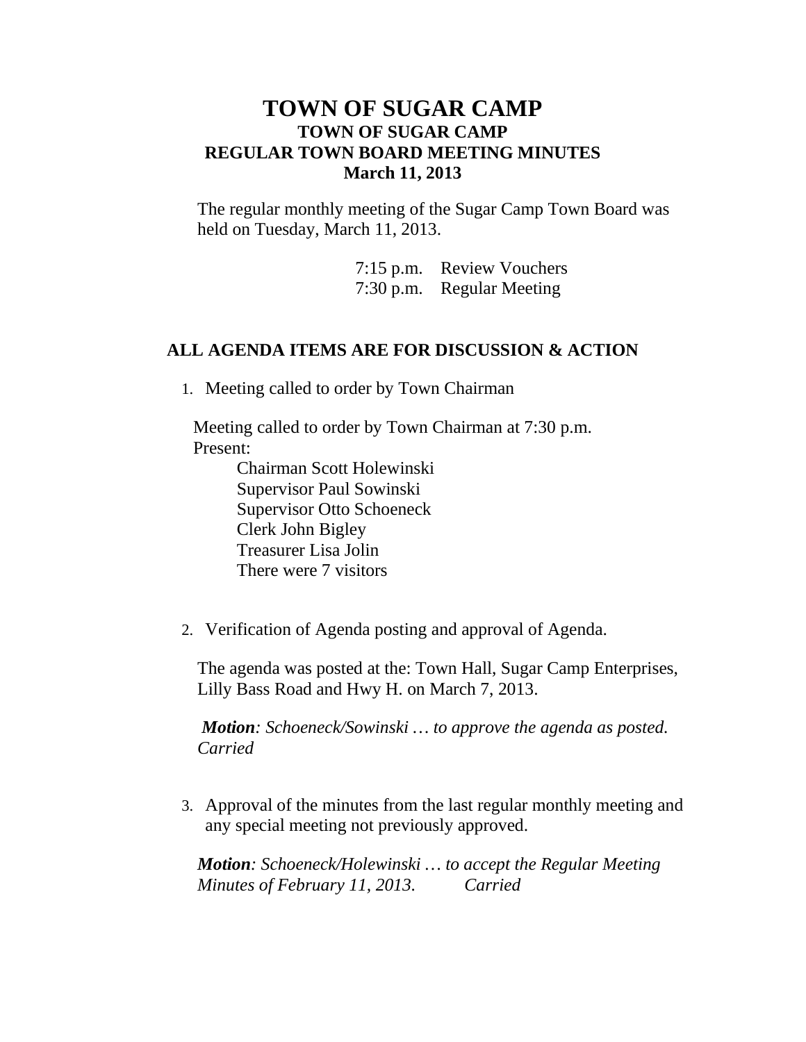# TOWN OF SUGAR CAMP

## TOWN OF SUGAR CAMP
## REGULAR TOWN BOARD MEETING MINUTES
## March 11, 2013

The regular monthly meeting of the Sugar Camp Town Board was held on Tuesday, March 11, 2013.

7:15 p.m. Review Vouchers
7:30 p.m. Regular Meeting

**ALL AGENDA ITEMS ARE FOR DISCUSSION & ACTION**

1. Meeting called to order by Town Chairman

Meeting called to order by Town Chairman at 7:30 p.m.
Present:

Chairman Scott Holewinski
Supervisor Paul Sowinski
Supervisor Otto Schoeneck
Clerk John Bigley
Treasurer Lisa Jolin
There were 7 visitors

2. Verification of Agenda posting and approval of Agenda.

The agenda was posted at the: Town Hall, Sugar Camp Enterprises, Lilly Bass Road and Hwy H. on March 7, 2013.

***Motion****: Schoeneck/Sowinski … to approve the agenda as posted. Carried*

3. Approval of the minutes from the last regular monthly meeting and any special meeting not previously approved.

***Motion****: Schoeneck/Holewinski … to accept the Regular Meeting Minutes of February 11, 2013. Carried*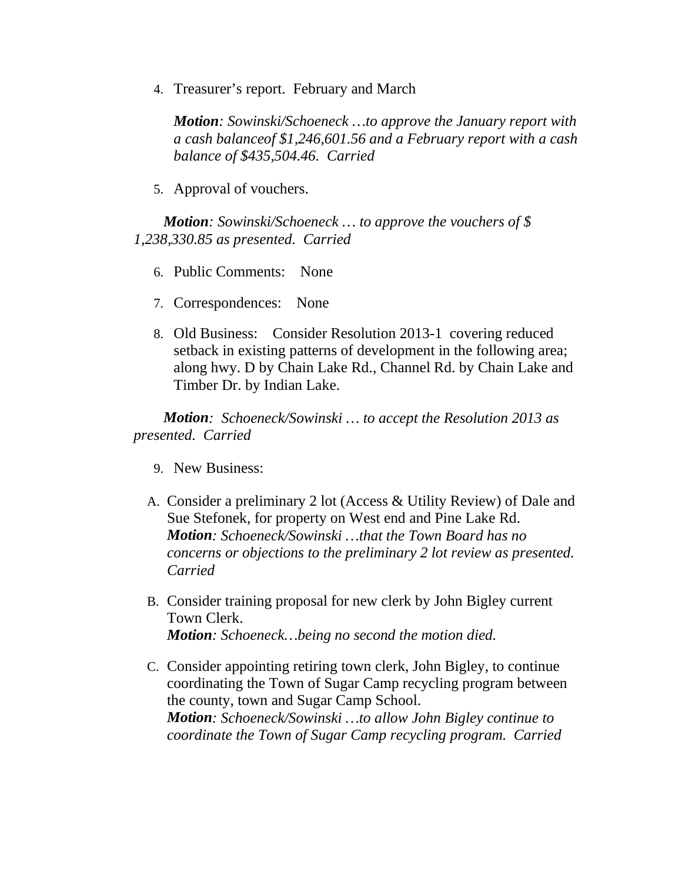4. Treasurer's report. February and March

   ***Motion**: Sowinski/Schoeneck …to approve the January report with a cash balanceof $1,246,601.56 and a February report with a cash balance of $435,504.46. Carried*

5. Approval of vouchers.

***Motion**: Sowinski/Schoeneck … to approve the vouchers of $ 1,238,330.85 as presented. Carried*

6. Public Comments: None

7. Correspondences: None

8. Old Business: Consider Resolution 2013-1 covering reduced setback in existing patterns of development in the following area; along hwy. D by Chain Lake Rd., Channel Rd. by Chain Lake and Timber Dr. by Indian Lake.

***Motion**: Schoeneck/Sowinski … to accept the Resolution 2013 as presented. Carried*

9. New Business:

A. Consider a preliminary 2 lot (Access & Utility Review) of Dale and Sue Stefonek, for property on West end and Pine Lake Rd.
   ***Motion**: Schoeneck/Sowinski …that the Town Board has no concerns or objections to the preliminary 2 lot review as presented. Carried*

B. Consider training proposal for new clerk by John Bigley current Town Clerk.
   ***Motion**: Schoeneck…being no second the motion died.*

C. Consider appointing retiring town clerk, John Bigley, to continue coordinating the Town of Sugar Camp recycling program between the county, town and Sugar Camp School.
   ***Motion**: Schoeneck/Sowinski …to allow John Bigley continue to coordinate the Town of Sugar Camp recycling program. Carried*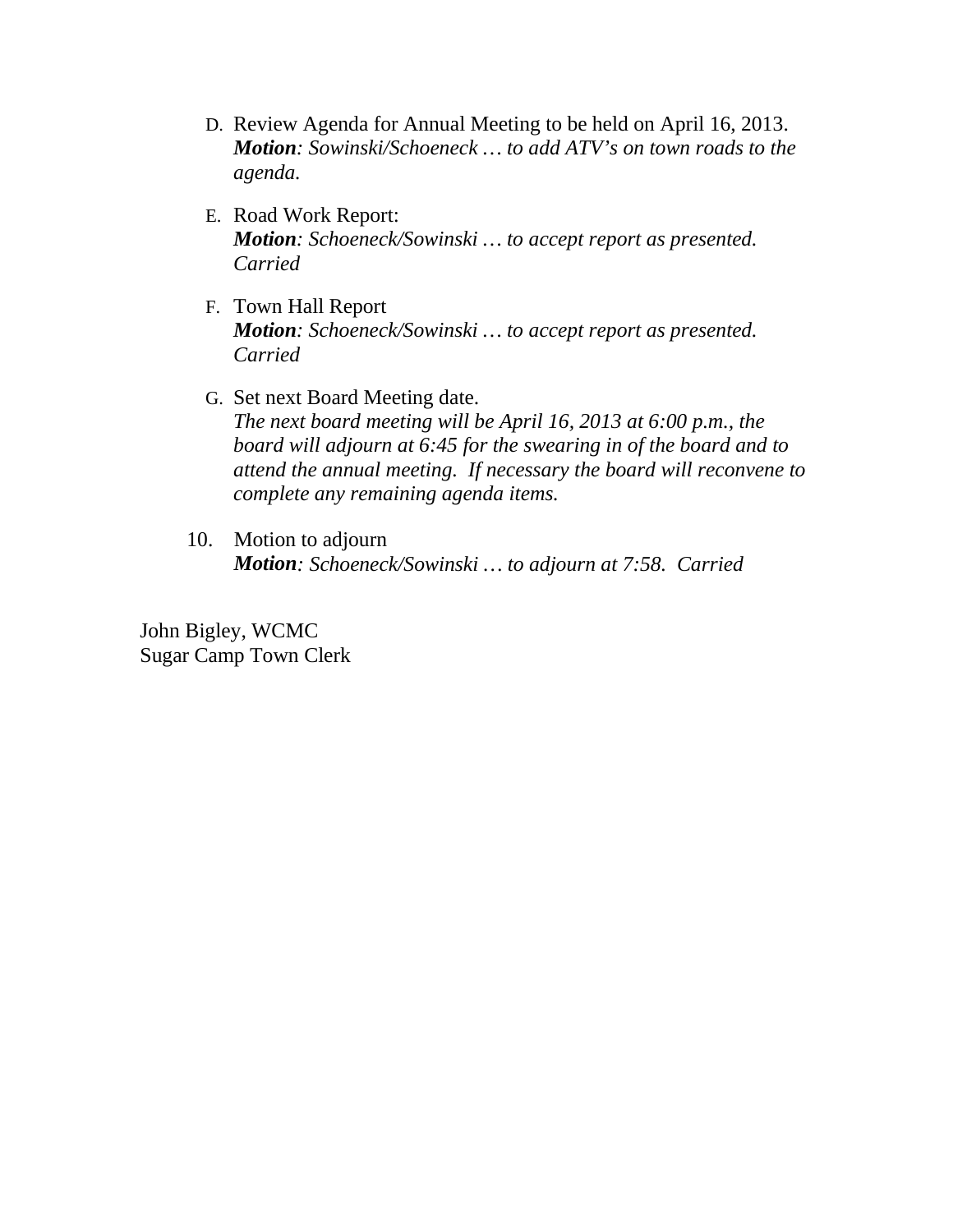D. Review Agenda for Annual Meeting to be held on April 16, 2013.
   ***Motion**: Sowinski/Schoeneck … to add ATV's on town roads to the agenda.*

E. Road Work Report:
   ***Motion**: Schoeneck/Sowinski … to accept report as presented. Carried*

F. Town Hall Report
   ***Motion**: Schoeneck/Sowinski … to accept report as presented. Carried*

G. Set next Board Meeting date.
   *The next board meeting will be April 16, 2013 at 6:00 p.m., the board will adjourn at 6:45 for the swearing in of the board and to attend the annual meeting. If necessary the board will reconvene to complete any remaining agenda items.*

10. Motion to adjourn
    ***Motion**: Schoeneck/Sowinski … to adjourn at 7:58. Carried*

John Bigley, WCMC
Sugar Camp Town Clerk